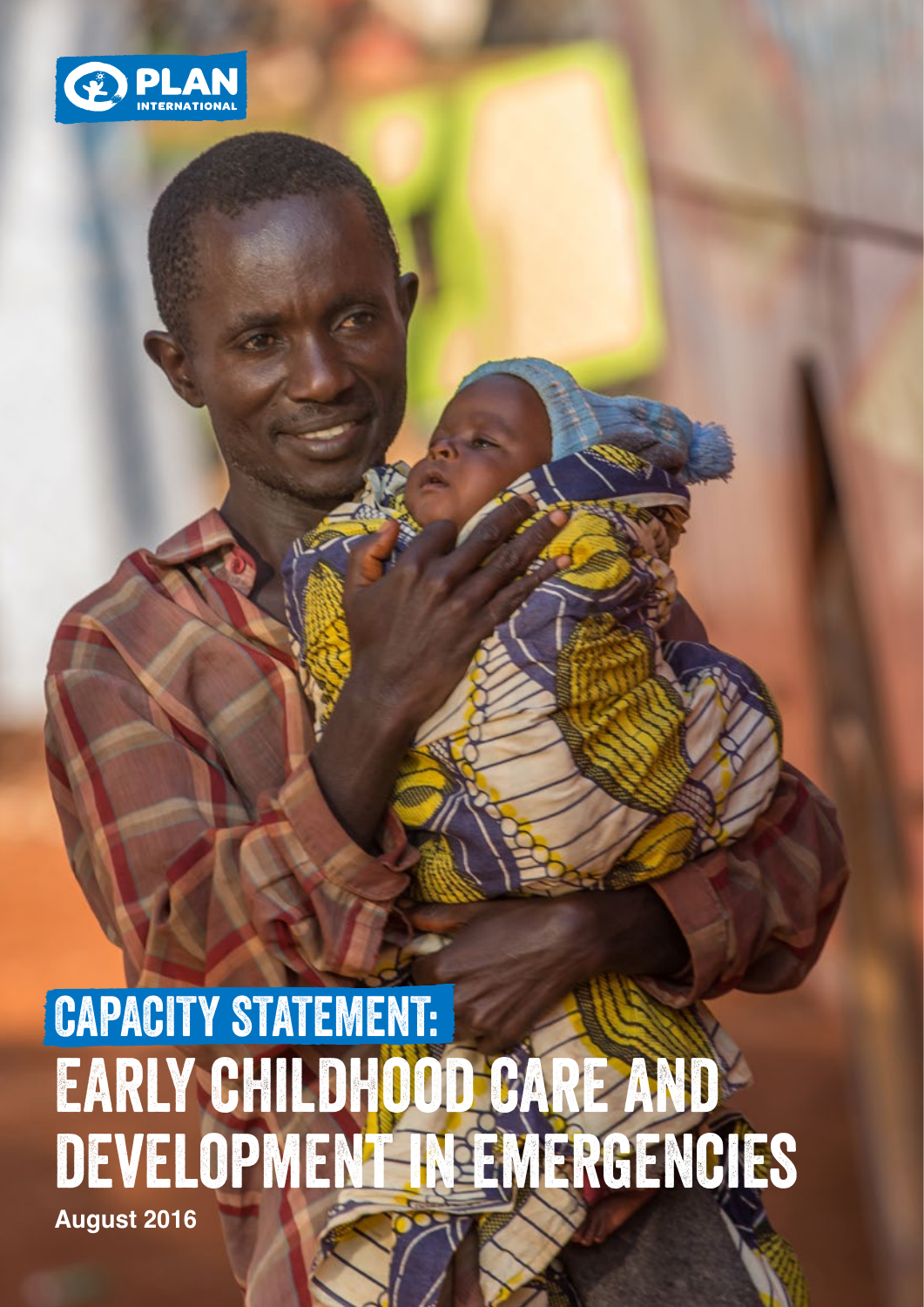PLAN INTERNATIONAL

# CAPACITY STATEMENT: EARLY CHILDHOOD CARE AND DEVELOPMENT IN EMERGENCIES

**August 2016**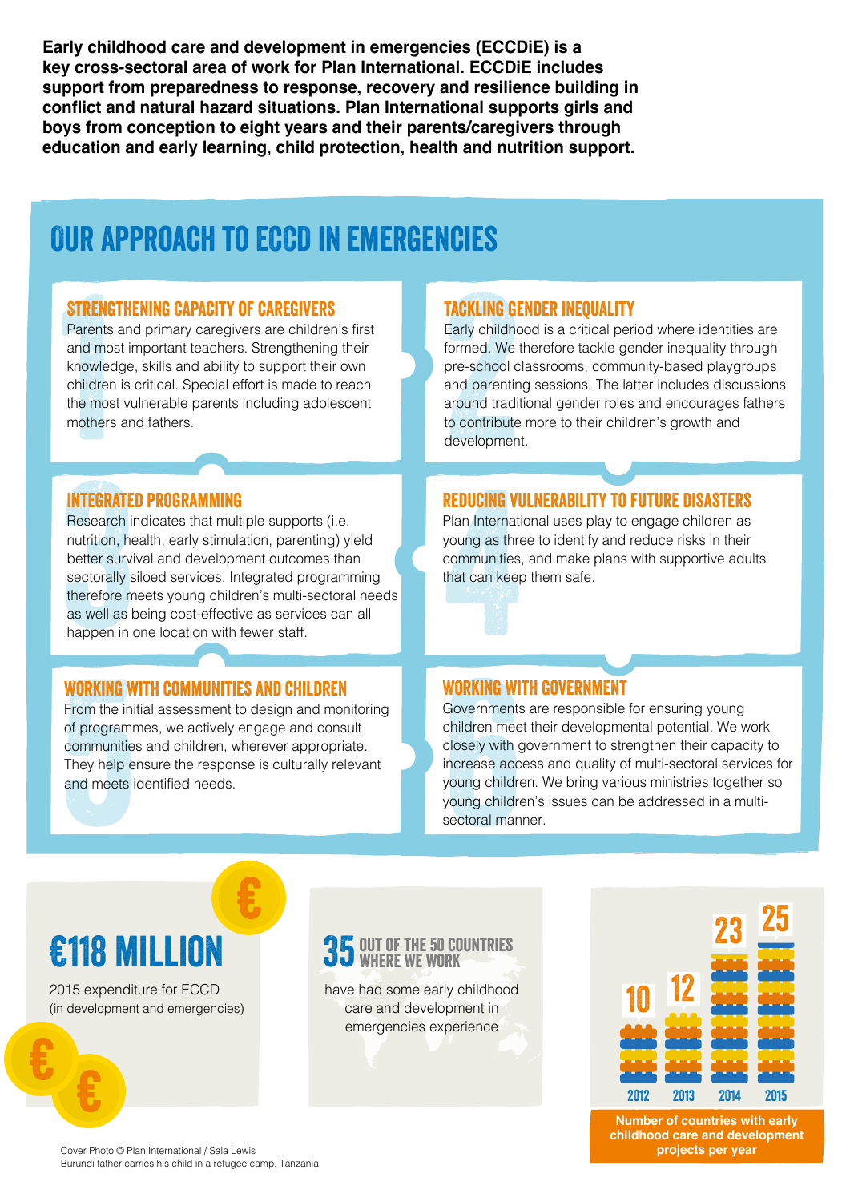**Early childhood care and development in emergencies (ECCDiE) is a key cross-sectoral area of work for Plan International. ECCDiE includes support from preparedness to response, recovery and resilience building in conflict and natural hazard situations. Plan International supports girls and boys from conception to eight years and their parents/caregivers through education and early learning, child protection, health and nutrition support.**

# OUR APPROACH TO ECCD IN EMERGENCIES

## 1 STRENGTHENING CAPACITY OF CAREGIVERS

Parents and primary caregivers are children's first and most important teachers. Strengthening their knowledge, skills and ability to support their own children is critical. Special effort is made to reach the most vulnerable parents including adolescent mothers and fathers.

## 2 TACKLING GENDER INEQUALITY

Early childhood is a critical period where identities are formed. We therefore tackle gender inequality through pre-school classrooms, community-based playgroups and parenting sessions. The latter includes discussions around traditional gender roles and encourages fathers to contribute more to their children's growth and development.

## 3 INTEGRATED PROGRAMMING

Research indicates that multiple supports (i.e. nutrition, health, early stimulation, parenting) yield better survival and development outcomes than sectorally siloed services. Integrated programming therefore meets young children's multi-sectoral needs as well as being cost-effective as services can all happen in one location with fewer staff.

## 4 REDUCING VULNERABILITY TO FUTURE DISASTERS

Plan International uses play to engage children as young as three to identify and reduce risks in their communities, and make plans with supportive adults that can keep them safe.

## 5 WORKING WITH COMMUNITIES AND CHILDREN

From the initial assessment to design and monitoring of programmes, we actively engage and consult communities and children, wherever appropriate. They help ensure the response is culturally relevant and meets identified needs.

## 6 WORKING WITH GOVERNMENT

Governments are responsible for ensuring young children meet their developmental potential. We work closely with government to strengthen their capacity to increase access and quality of multi-sectoral services for young children. We bring various ministries together so young children's issues can be addressed in a multi-sectoral manner.

**€118 MILLION**

2015 expenditure for ECCD (in development and emergencies)

**35 OUT OF THE 50 COUNTRIES WHERE WE WORK**

have had some early childhood care and development in emergencies experience

**Number of countries with early childhood care and development projects per year**

| Year | Countries |
|---|---|
| 2012 | 10 |
| 2013 | 12 |
| 2014 | 23 |
| 2015 | 25 |

Cover Photo © Plan International / Sala Lewis
Burundi father carries his child in a refugee camp, Tanzania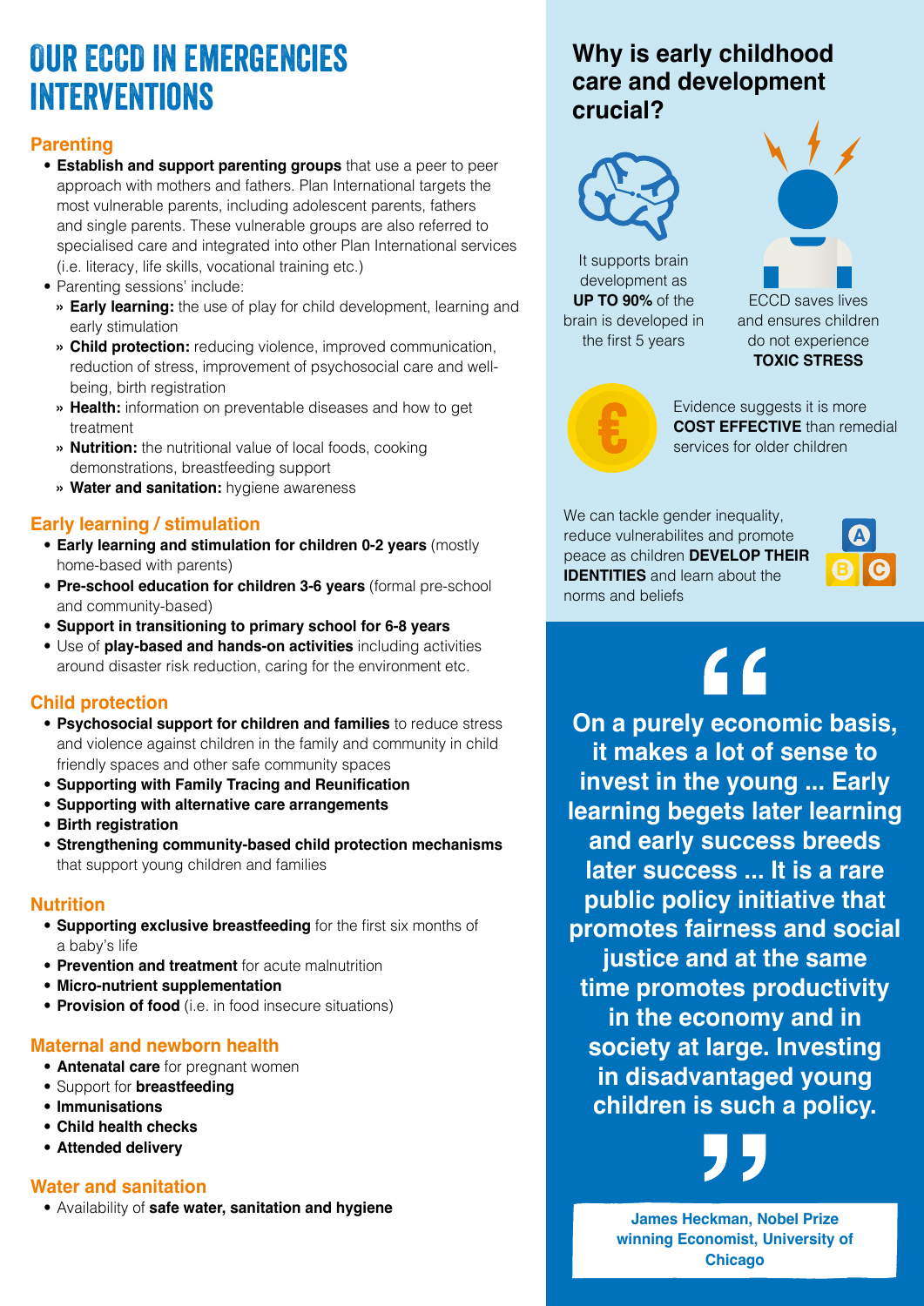# OUR ECCD IN EMERGENCIES INTERVENTIONS

## Parenting

- **Establish and support parenting groups** that use a peer to peer approach with mothers and fathers. Plan International targets the most vulnerable parents, including adolescent parents, fathers and single parents. These vulnerable groups are also referred to specialised care and integrated into other Plan International services (i.e. literacy, life skills, vocational training etc.)
- Parenting sessions' include:
  - **Early learning:** the use of play for child development, learning and early stimulation
  - **Child protection:** reducing violence, improved communication, reduction of stress, improvement of psychosocial care and well-being, birth registration
  - **Health:** information on preventable diseases and how to get treatment
  - **Nutrition:** the nutritional value of local foods, cooking demonstrations, breastfeeding support
  - **Water and sanitation:** hygiene awareness

## Early learning / stimulation

- **Early learning and stimulation for children 0-2 years** (mostly home-based with parents)
- **Pre-school education for children 3-6 years** (formal pre-school and community-based)
- **Support in transitioning to primary school for 6-8 years**
- Use of **play-based and hands-on activities** including activities around disaster risk reduction, caring for the environment etc.

## Child protection

- **Psychosocial support for children and families** to reduce stress and violence against children in the family and community in child friendly spaces and other safe community spaces
- **Supporting with Family Tracing and Reunification**
- **Supporting with alternative care arrangements**
- **Birth registration**
- **Strengthening community-based child protection mechanisms** that support young children and families

## Nutrition

- **Supporting exclusive breastfeeding** for the first six months of a baby's life
- **Prevention and treatment** for acute malnutrition
- **Micro-nutrient supplementation**
- **Provision of food** (i.e. in food insecure situations)

## Maternal and newborn health

- **Antenatal care** for pregnant women
- Support for **breastfeeding**
- **Immunisations**
- **Child health checks**
- **Attended delivery**

## Water and sanitation

- Availability of **safe water, sanitation and hygiene**

## Why is early childhood care and development crucial?

It supports brain development as **UP TO 90%** of the brain is developed in the first 5 years

ECCD saves lives and ensures children do not experience **TOXIC STRESS**

Evidence suggests it is more **COST EFFECTIVE** than remedial services for older children

We can tackle gender inequality, reduce vulnerabilites and promote peace as children **DEVELOP THEIR IDENTITIES** and learn about the norms and beliefs

> **"On a purely economic basis, it makes a lot of sense to invest in the young ... Early learning begets later learning and early success breeds later success ... It is a rare public policy initiative that promotes fairness and social justice and at the same time promotes productivity in the economy and in society at large. Investing in disadvantaged young children is such a policy."**
>
> **James Heckman, Nobel Prize winning Economist, University of Chicago**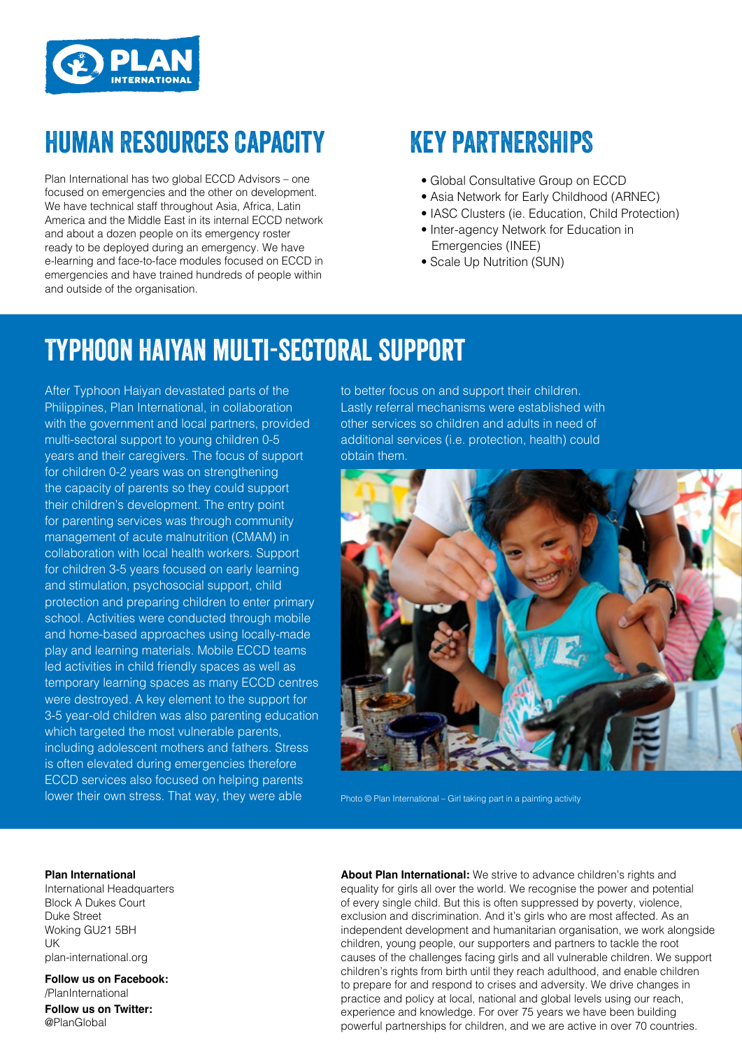## HUMAN RESOURCES CAPACITY

Plan International has two global ECCD Advisors – one focused on emergencies and the other on development. We have technical staff throughout Asia, Africa, Latin America and the Middle East in its internal ECCD network and about a dozen people on its emergency roster ready to be deployed during an emergency. We have e-learning and face-to-face modules focused on ECCD in emergencies and have trained hundreds of people within and outside of the organisation.

## KEY PARTNERSHIPS

- Global Consultative Group on ECCD
- Asia Network for Early Childhood (ARNEC)
- IASC Clusters (ie. Education, Child Protection)
- Inter-agency Network for Education in Emergencies (INEE)
- Scale Up Nutrition (SUN)

## TYPHOON HAIYAN MULTI-SECTORAL SUPPORT

After Typhoon Haiyan devastated parts of the Philippines, Plan International, in collaboration with the government and local partners, provided multi-sectoral support to young children 0-5 years and their caregivers. The focus of support for children 0-2 years was on strengthening the capacity of parents so they could support their children's development. The entry point for parenting services was through community management of acute malnutrition (CMAM) in collaboration with local health workers. Support for children 3-5 years focused on early learning and stimulation, psychosocial support, child protection and preparing children to enter primary school. Activities were conducted through mobile and home-based approaches using locally-made play and learning materials. Mobile ECCD teams led activities in child friendly spaces as well as temporary learning spaces as many ECCD centres were destroyed. A key element to the support for 3-5 year-old children was also parenting education which targeted the most vulnerable parents, including adolescent mothers and fathers. Stress is often elevated during emergencies therefore ECCD services also focused on helping parents lower their own stress. That way, they were able to better focus on and support their children. Lastly referral mechanisms were established with other services so children and adults in need of additional services (i.e. protection, health) could obtain them.

Photo © Plan International – Girl taking part in a painting activity

**Plan International**
International Headquarters
Block A Dukes Court
Duke Street
Woking GU21 5BH
UK
plan-international.org

**Follow us on Facebook:**
/PlanInternational

**Follow us on Twitter:**
@PlanGlobal

**About Plan International:** We strive to advance children's rights and equality for girls all over the world. We recognise the power and potential of every single child. But this is often suppressed by poverty, violence, exclusion and discrimination. And it's girls who are most affected. As an independent development and humanitarian organisation, we work alongside children, young people, our supporters and partners to tackle the root causes of the challenges facing girls and all vulnerable children. We support children's rights from birth until they reach adulthood, and enable children to prepare for and respond to crises and adversity. We drive changes in practice and policy at local, national and global levels using our reach, experience and knowledge. For over 75 years we have been building powerful partnerships for children, and we are active in over 70 countries.